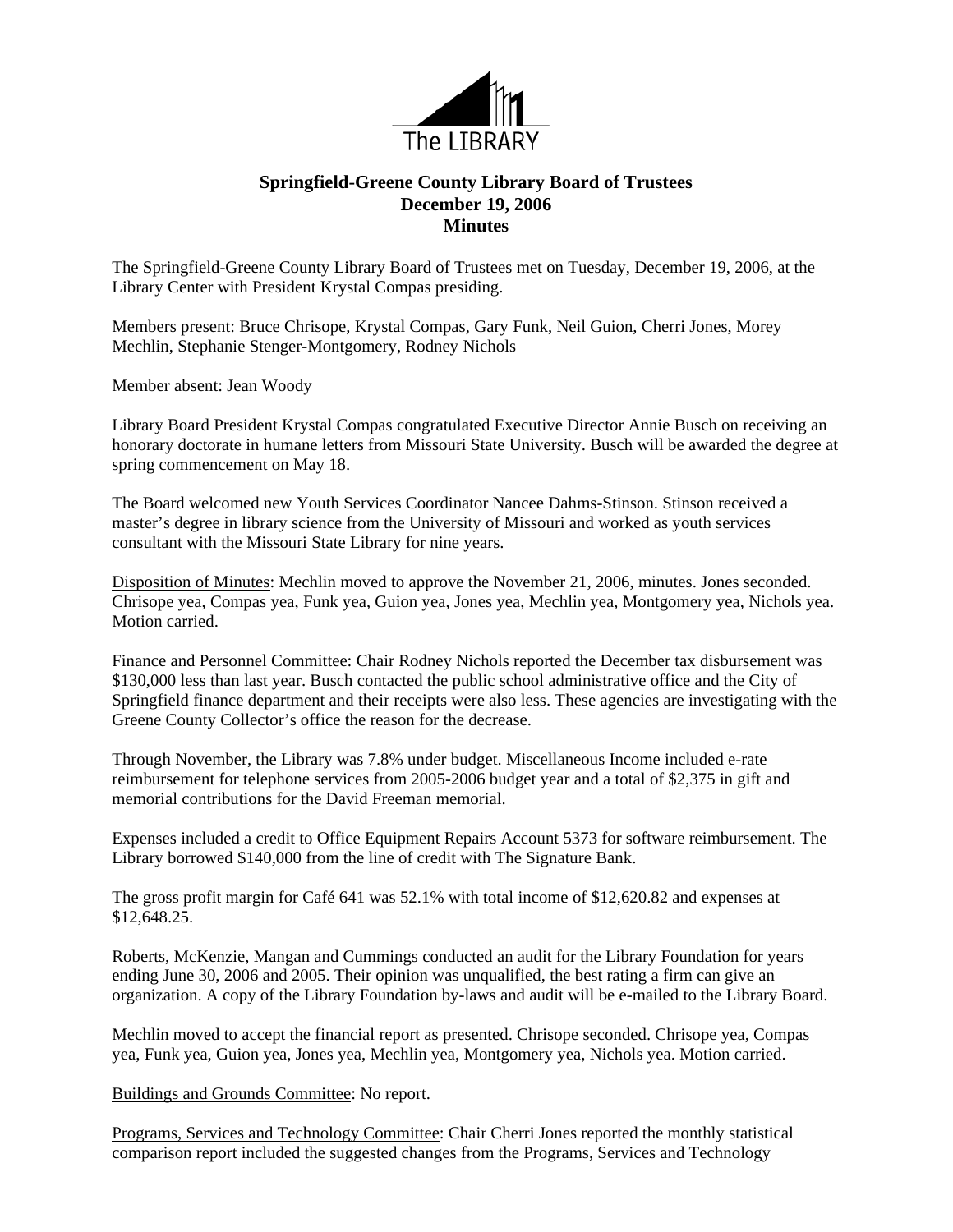The LIBRARY

# Springfield-Greene County Library Board of Trustees
## December 19, 2006
## Minutes

The Springfield-Greene County Library Board of Trustees met on Tuesday, December 19, 2006, at the Library Center with President Krystal Compas presiding.

Members present: Bruce Chrisope, Krystal Compas, Gary Funk, Neil Guion, Cherri Jones, Morey Mechlin, Stephanie Stenger-Montgomery, Rodney Nichols

Member absent: Jean Woody

Library Board President Krystal Compas congratulated Executive Director Annie Busch on receiving an honorary doctorate in humane letters from Missouri State University. Busch will be awarded the degree at spring commencement on May 18.

The Board welcomed new Youth Services Coordinator Nancee Dahms-Stinson. Stinson received a master's degree in library science from the University of Missouri and worked as youth services consultant with the Missouri State Library for nine years.

Disposition of Minutes: Mechlin moved to approve the November 21, 2006, minutes. Jones seconded. Chrisope yea, Compas yea, Funk yea, Guion yea, Jones yea, Mechlin yea, Montgomery yea, Nichols yea. Motion carried.

Finance and Personnel Committee: Chair Rodney Nichols reported the December tax disbursement was $130,000 less than last year. Busch contacted the public school administrative office and the City of Springfield finance department and their receipts were also less. These agencies are investigating with the Greene County Collector's office the reason for the decrease.

Through November, the Library was 7.8% under budget. Miscellaneous Income included e-rate reimbursement for telephone services from 2005-2006 budget year and a total of $2,375 in gift and memorial contributions for the David Freeman memorial.

Expenses included a credit to Office Equipment Repairs Account 5373 for software reimbursement. The Library borrowed $140,000 from the line of credit with The Signature Bank.

The gross profit margin for Café 641 was 52.1% with total income of $12,620.82 and expenses at $12,648.25.

Roberts, McKenzie, Mangan and Cummings conducted an audit for the Library Foundation for years ending June 30, 2006 and 2005. Their opinion was unqualified, the best rating a firm can give an organization. A copy of the Library Foundation by-laws and audit will be e-mailed to the Library Board.

Mechlin moved to accept the financial report as presented. Chrisope seconded. Chrisope yea, Compas yea, Funk yea, Guion yea, Jones yea, Mechlin yea, Montgomery yea, Nichols yea. Motion carried.

Buildings and Grounds Committee: No report.

Programs, Services and Technology Committee: Chair Cherri Jones reported the monthly statistical comparison report included the suggested changes from the Programs, Services and Technology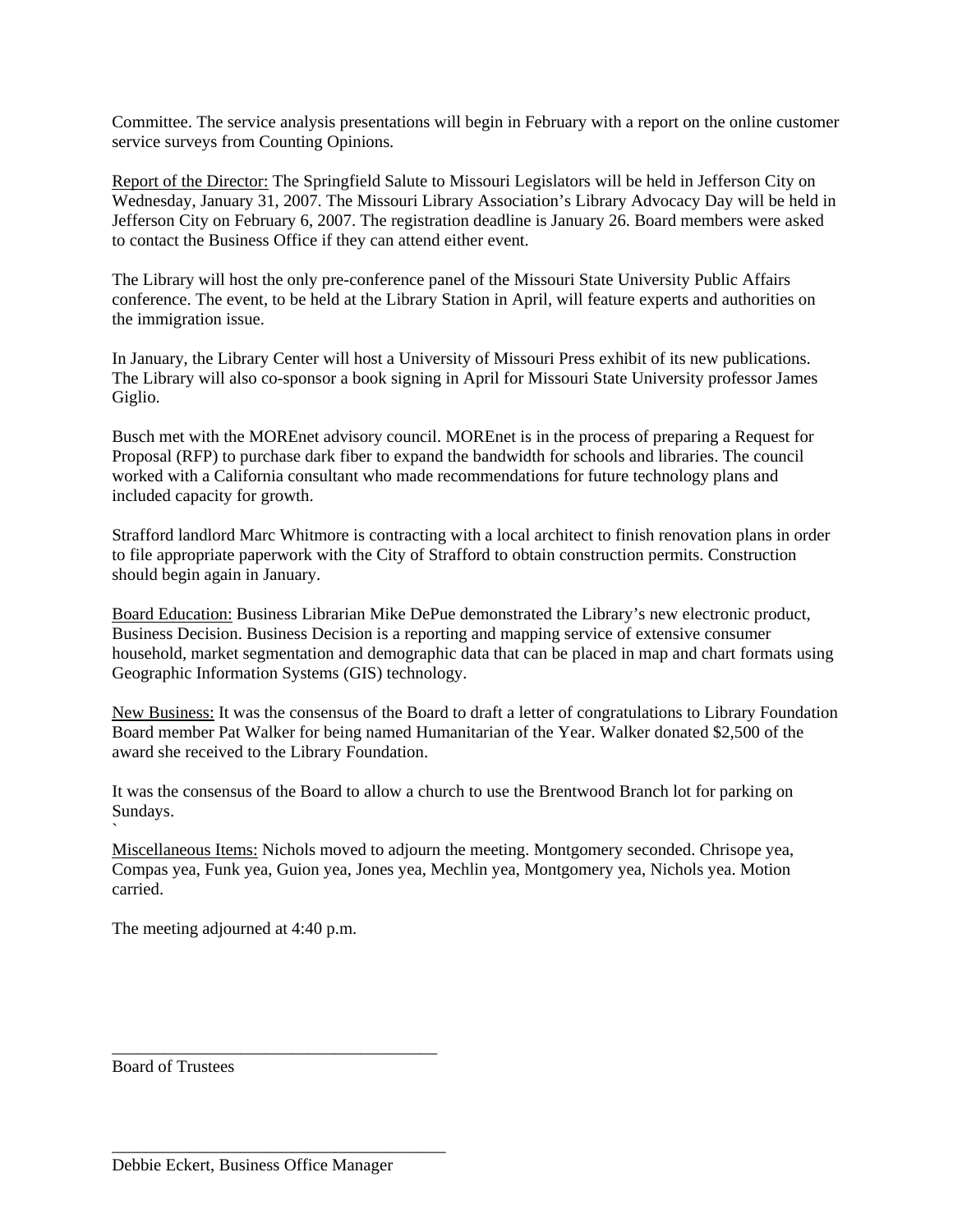Committee. The service analysis presentations will begin in February with a report on the online customer service surveys from Counting Opinions.

<u>Report of the Director:</u> The Springfield Salute to Missouri Legislators will be held in Jefferson City on Wednesday, January 31, 2007. The Missouri Library Association's Library Advocacy Day will be held in Jefferson City on February 6, 2007. The registration deadline is January 26. Board members were asked to contact the Business Office if they can attend either event.

The Library will host the only pre-conference panel of the Missouri State University Public Affairs conference. The event, to be held at the Library Station in April, will feature experts and authorities on the immigration issue.

In January, the Library Center will host a University of Missouri Press exhibit of its new publications. The Library will also co-sponsor a book signing in April for Missouri State University professor James Giglio.

Busch met with the MOREnet advisory council. MOREnet is in the process of preparing a Request for Proposal (RFP) to purchase dark fiber to expand the bandwidth for schools and libraries. The council worked with a California consultant who made recommendations for future technology plans and included capacity for growth.

Strafford landlord Marc Whitmore is contracting with a local architect to finish renovation plans in order to file appropriate paperwork with the City of Strafford to obtain construction permits. Construction should begin again in January.

<u>Board Education:</u> Business Librarian Mike DePue demonstrated the Library's new electronic product, Business Decision. Business Decision is a reporting and mapping service of extensive consumer household, market segmentation and demographic data that can be placed in map and chart formats using Geographic Information Systems (GIS) technology.

<u>New Business:</u> It was the consensus of the Board to draft a letter of congratulations to Library Foundation Board member Pat Walker for being named Humanitarian of the Year. Walker donated $2,500 of the award she received to the Library Foundation.

It was the consensus of the Board to allow a church to use the Brentwood Branch lot for parking on Sundays.
`

<u>Miscellaneous Items:</u> Nichols moved to adjourn the meeting. Montgomery seconded. Chrisope yea, Compas yea, Funk yea, Guion yea, Jones yea, Mechlin yea, Montgomery yea, Nichols yea. Motion carried.

The meeting adjourned at 4:40 p.m.

_______________________________________
Board of Trustees

_______________________________________
Debbie Eckert, Business Office Manager